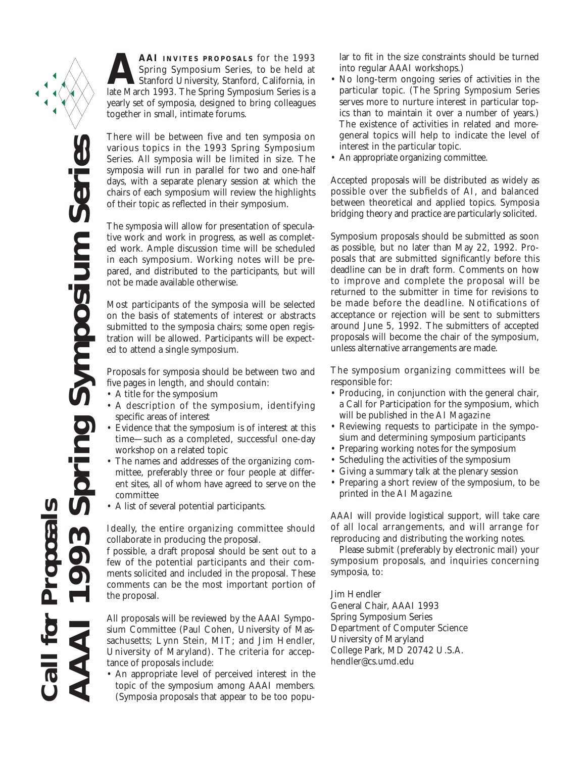# Call for Proposals

## AAAI 1993 Spring Symposium Series

**AAAI INVITES PROPOSALS** for the 1993 Spring Symposium Series, to be held at Stanford University, Stanford, California, in late March 1993. The Spring Symposium Series is a yearly set of symposia, designed to bring colleagues together in small, intimate forums.

There will be between five and ten symposia on various topics in the 1993 Spring Symposium Series. All symposia will be limited in size. The symposia will run in parallel for two and one-half days, with a separate plenary session at which the chairs of each symposium will review the highlights of their topic as reflected in their symposium.

The symposia will allow for presentation of speculative work and work in progress, as well as completed work. Ample discussion time will be scheduled in each symposium. Working notes will be prepared, and distributed to the participants, but will not be made available otherwise.

Most participants of the symposia will be selected on the basis of statements of interest or abstracts submitted to the symposia chairs; some open registration will be allowed. Participants will be expected to attend a single symposium.

Proposals for symposia should be between two and five pages in length, and should contain:

- A title for the symposium
- A description of the symposium, identifying specific areas of interest
- Evidence that the symposium is of interest at this time—such as a completed, successful one-day workshop on a related topic
- The names and addresses of the organizing committee, preferably three or four people at different sites, all of whom have agreed to serve on the committee
- A list of several potential participants.

Ideally, the entire organizing committee should collaborate in producing the proposal.

f possible, a draft proposal should be sent out to a few of the potential participants and their comments solicited and included in the proposal. These comments can be the most important portion of the proposal.

All proposals will be reviewed by the AAAI Symposium Committee (Paul Cohen, University of Massachusetts; Lynn Stein, MIT; and Jim Hendler, University of Maryland). The criteria for acceptance of proposals include:

- An appropriate level of perceived interest in the topic of the symposium among AAAI members. (Symposia proposals that appear to be too popular to fit in the size constraints should be turned into regular AAAI workshops.)
- No long-term ongoing series of activities in the particular topic. (The Spring Symposium Series serves more to nurture interest in particular topics than to maintain it over a number of years.) The existence of activities in related and more-general topics will help to indicate the level of interest in the particular topic.
- An appropriate organizing committee.

Accepted proposals will be distributed as widely as possible over the subfields of AI, and balanced between theoretical and applied topics. Symposia bridging theory and practice are particularly solicited.

Symposium proposals should be submitted as soon as possible, but no later than May 22, 1992. Proposals that are submitted significantly before this deadline can be in draft form. Comments on how to improve and complete the proposal will be returned to the submitter in time for revisions to be made before the deadline. Notifications of acceptance or rejection will be sent to submitters around June 5, 1992. The submitters of accepted proposals will become the chair of the symposium, unless alternative arrangements are made.

The symposium organizing committees will be responsible for:

- Producing, in conjunction with the general chair, a Call for Participation for the symposium, which will be published in the *AI Magazine*
- Reviewing requests to participate in the symposium and determining symposium participants
- Preparing working notes for the symposium
- Scheduling the activities of the symposium
- Giving a summary talk at the plenary session
- Preparing a short review of the symposium, to be printed in the *AI Magazine*.

AAAI will provide logistical support, will take care of all local arrangements, and will arrange for reproducing and distributing the working notes.

Please submit (preferably by electronic mail) your symposium proposals, and inquiries concerning symposia, to:

Jim Hendler
General Chair, AAAI 1993
Spring Symposium Series
Department of Computer Science
University of Maryland
College Park, MD 20742 U.S.A.
hendler@cs.umd.edu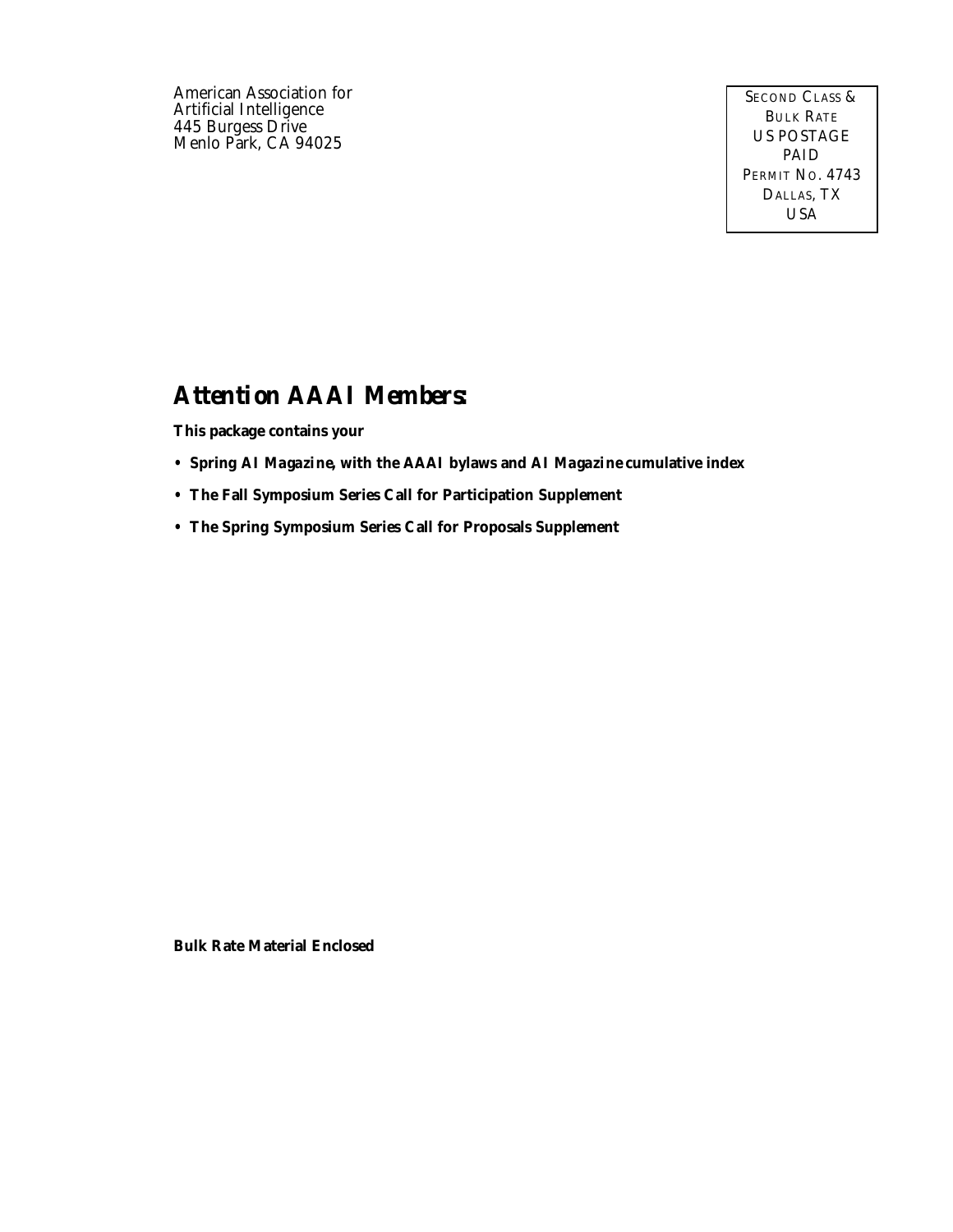American Association for
Artificial Intelligence
445 Burgess Drive
Menlo Park, CA 94025

SECOND CLASS &
BULK RATE
US POSTAGE
PAID
PERMIT NO. 4743
DALLAS, TX
USA

# *Attention AAAI Members:*

**This package contains your**

- **Spring *AI Magazine*, with the AAAI bylaws and *AI Magazine* cumulative index**
- **The Fall Symposium Series Call for Participation Supplement**
- **The Spring Symposium Series Call for Proposals Supplement**

**Bulk Rate Material Enclosed**